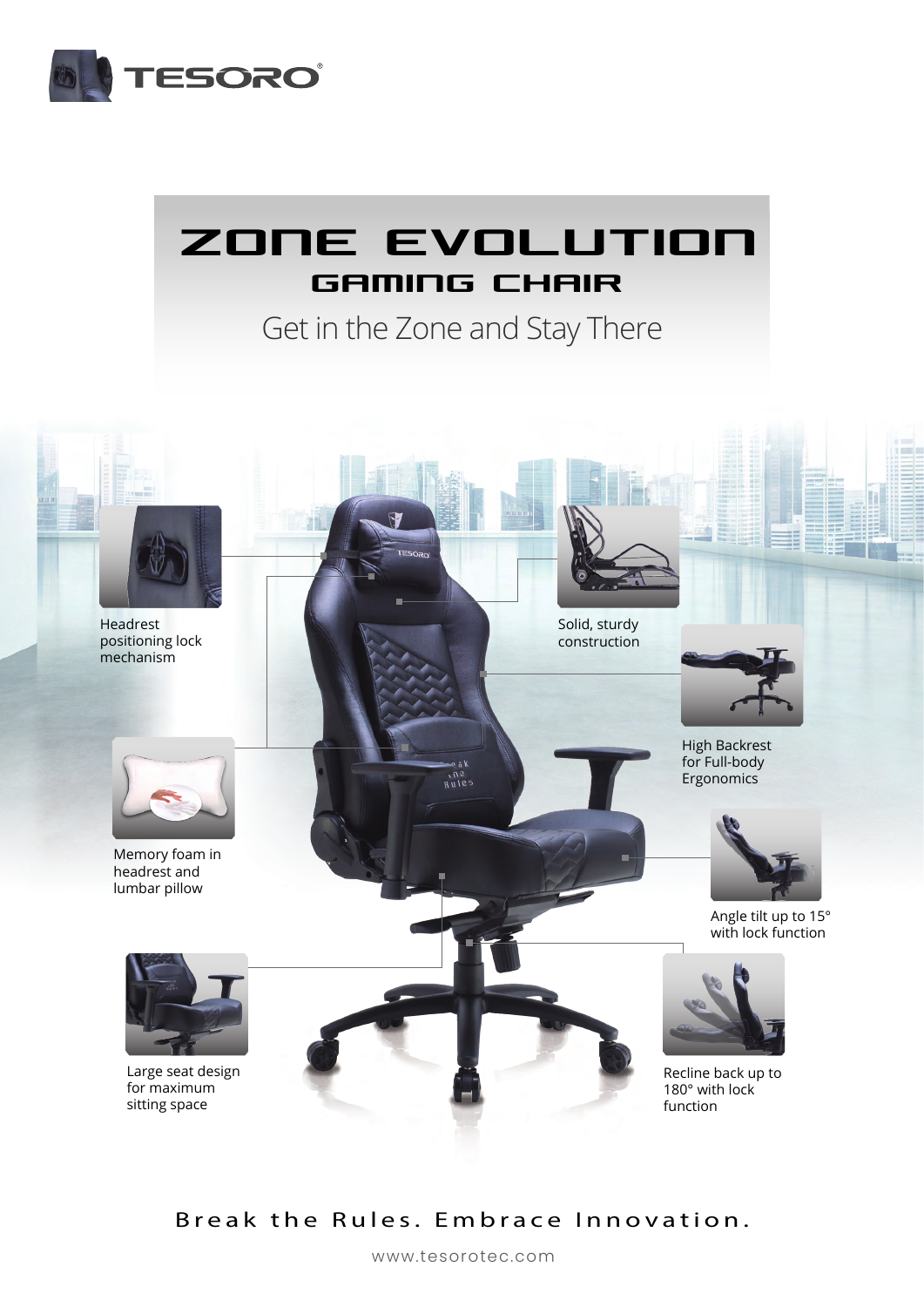TESORO

# ZONE EVOLUTION

## GAMING CHAIR

Get in the Zone and Stay There

Headrest positioning lock mechanism

Solid, sturdy construction

High Backrest for Full-body Ergonomics

Memory foam in headrest and lumbar pillow

Angle tilt up to 15° with lock function

Large seat design for maximum sitting space

Recline back up to 180° with lock function

Break the Rules. Embrace Innovation.

www.tesorotec.com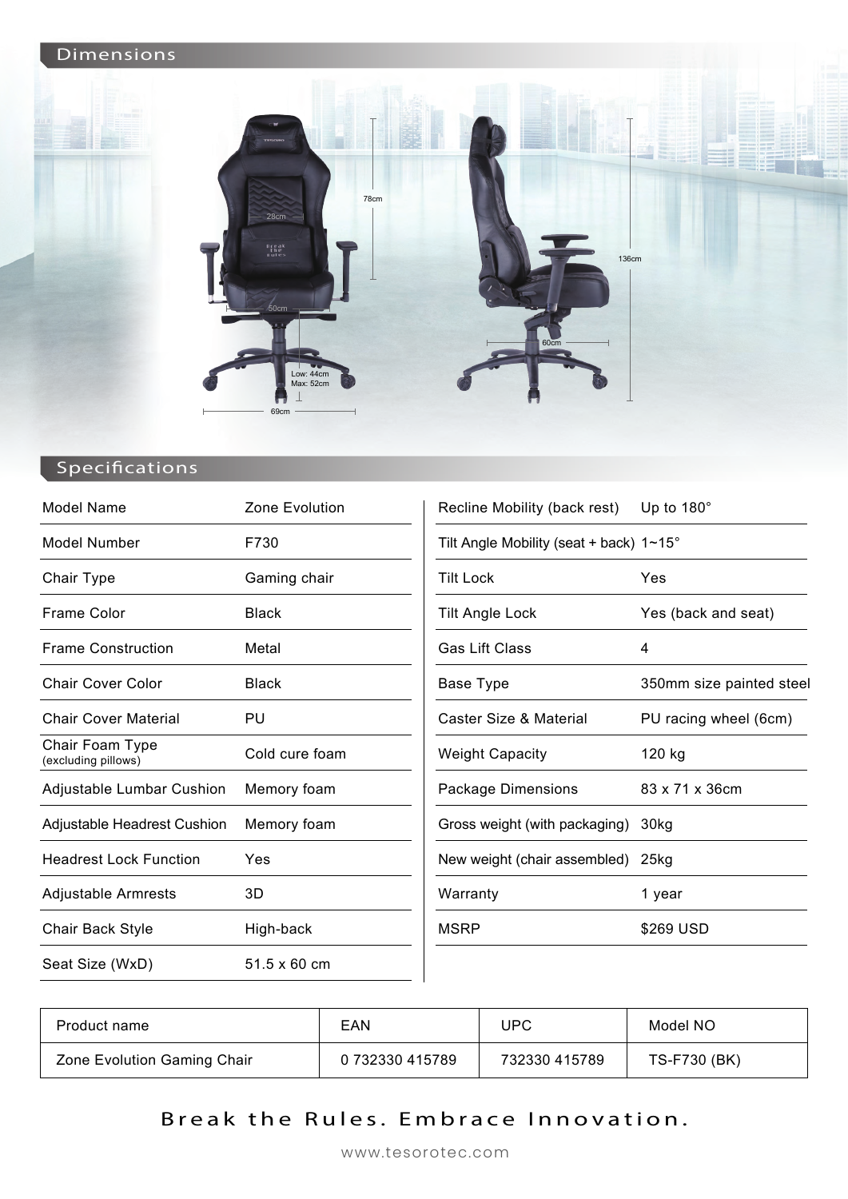## Dimensions

78cm
28cm
50cm
Low: 44cm
Max: 52cm
69cm
136cm
60cm

## Specifications

| | |
|---|---|
| Model Name | Zone Evolution |
| Model Number | F730 |
| Chair Type | Gaming chair |
| Frame Color | Black |
| Frame Construction | Metal |
| Chair Cover Color | Black |
| Chair Cover Material | PU |
| Chair Foam Type (excluding pillows) | Cold cure foam |
| Adjustable Lumbar Cushion | Memory foam |
| Adjustable Headrest Cushion | Memory foam |
| Headrest Lock Function | Yes |
| Adjustable Armrests | 3D |
| Chair Back Style | High-back |
| Seat Size (WxD) | 51.5 x 60 cm |

| | |
|---|---|
| Recline Mobility (back rest) | Up to 180° |
| Tilt Angle Mobility (seat + back) | 1~15° |
| Tilt Lock | Yes |
| Tilt Angle Lock | Yes (back and seat) |
| Gas Lift Class | 4 |
| Base Type | 350mm size painted steel |
| Caster Size & Material | PU racing wheel (6cm) |
| Weight Capacity | 120 kg |
| Package Dimensions | 83 x 71 x 36cm |
| Gross weight (with packaging) | 30kg |
| New weight (chair assembled) | 25kg |
| Warranty | 1 year |
| MSRP | $269 USD |

| Product name | EAN | UPC | Model NO |
|---|---|---|---|
| Zone Evolution Gaming Chair | 0 732330 415789 | 732330 415789 | TS-F730 (BK) |

Break the Rules. Embrace Innovation.

www.tesorotec.com